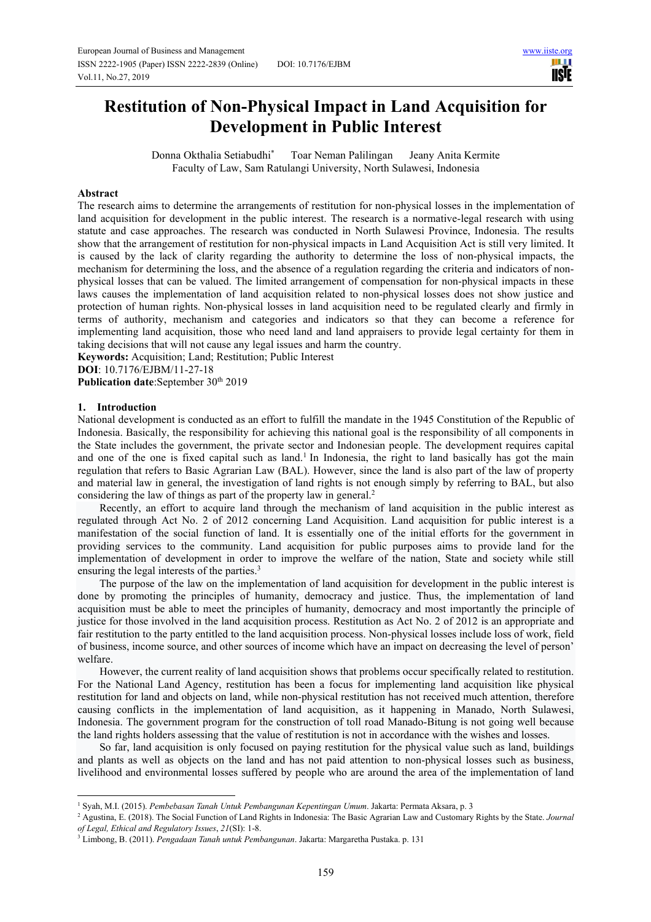# Restitution of Non-Physical Impact in Land Acquisition for Development in Public Interest

Donna Okthalia Setiabudhi[*] Toar Neman Palilingan Jeany Anita Kermite
Faculty of Law, Sam Ratulangi University, North Sulawesi, Indonesia

## Abstract

The research aims to determine the arrangements of restitution for non-physical losses in the implementation of land acquisition for development in the public interest. The research is a normative-legal research with using statute and case approaches. The research was conducted in North Sulawesi Province, Indonesia. The results show that the arrangement of restitution for non-physical impacts in Land Acquisition Act is still very limited. It is caused by the lack of clarity regarding the authority to determine the loss of non-physical impacts, the mechanism for determining the loss, and the absence of a regulation regarding the criteria and indicators of non-physical losses that can be valued. The limited arrangement of compensation for non-physical impacts in these laws causes the implementation of land acquisition related to non-physical losses does not show justice and protection of human rights. Non-physical losses in land acquisition need to be regulated clearly and firmly in terms of authority, mechanism and categories and indicators so that they can become a reference for implementing land acquisition, those who need land and land appraisers to provide legal certainty for them in taking decisions that will not cause any legal issues and harm the country.

**Keywords:** Acquisition; Land; Restitution; Public Interest

**DOI**: 10.7176/EJBM/11-27-18

**Publication date**:September 30th 2019

## 1. Introduction

National development is conducted as an effort to fulfill the mandate in the 1945 Constitution of the Republic of Indonesia. Basically, the responsibility for achieving this national goal is the responsibility of all components in the State includes the government, the private sector and Indonesian people. The development requires capital and one of the one is fixed capital such as land.[1] In Indonesia, the right to land basically has got the main regulation that refers to Basic Agrarian Law (BAL). However, since the land is also part of the law of property and material law in general, the investigation of land rights is not enough simply by referring to BAL, but also considering the law of things as part of the property law in general.[2]

Recently, an effort to acquire land through the mechanism of land acquisition in the public interest as regulated through Act No. 2 of 2012 concerning Land Acquisition. Land acquisition for public interest is a manifestation of the social function of land. It is essentially one of the initial efforts for the government in providing services to the community. Land acquisition for public purposes aims to provide land for the implementation of development in order to improve the welfare of the nation, State and society while still ensuring the legal interests of the parties.[3]

The purpose of the law on the implementation of land acquisition for development in the public interest is done by promoting the principles of humanity, democracy and justice. Thus, the implementation of land acquisition must be able to meet the principles of humanity, democracy and most importantly the principle of justice for those involved in the land acquisition process. Restitution as Act No. 2 of 2012 is an appropriate and fair restitution to the party entitled to the land acquisition process. Non-physical losses include loss of work, field of business, income source, and other sources of income which have an impact on decreasing the level of person' welfare.

However, the current reality of land acquisition shows that problems occur specifically related to restitution. For the National Land Agency, restitution has been a focus for implementing land acquisition like physical restitution for land and objects on land, while non-physical restitution has not received much attention, therefore causing conflicts in the implementation of land acquisition, as it happening in Manado, North Sulawesi, Indonesia. The government program for the construction of toll road Manado-Bitung is not going well because the land rights holders assessing that the value of restitution is not in accordance with the wishes and losses.

So far, land acquisition is only focused on paying restitution for the physical value such as land, buildings and plants as well as objects on the land and has not paid attention to non-physical losses such as business, livelihood and environmental losses suffered by people who are around the area of the implementation of land

---

[1] Syah, M.I. (2015). *Pembebasan Tanah Untuk Pembangunan Kepentingan Umum*. Jakarta: Permata Aksara, p. 3

[2] Agustina, E. (2018). The Social Function of Land Rights in Indonesia: The Basic Agrarian Law and Customary Rights by the State. *Journal of Legal, Ethical and Regulatory Issues*, *21*(SI): 1-8.

[3] Limbong, B. (2011). *Pengadaan Tanah untuk Pembangunan*. Jakarta: Margaretha Pustaka. p. 131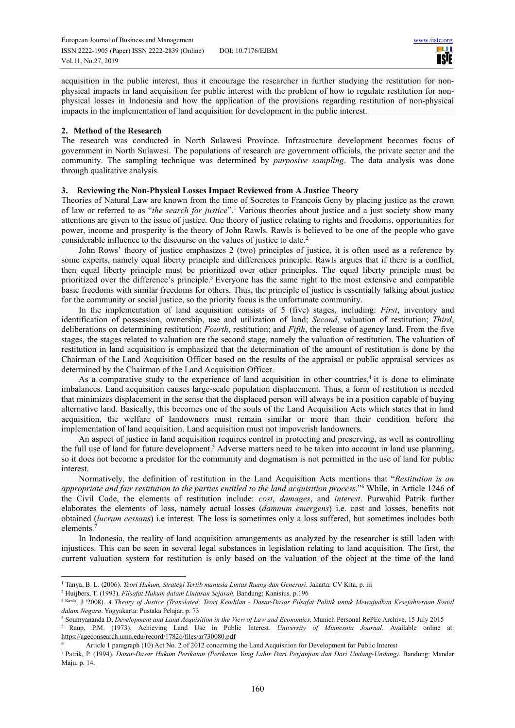acquisition in the public interest, thus it encourage the researcher in further studying the restitution for non-physical impacts in land acquisition for public interest with the problem of how to regulate restitution for non-physical losses in Indonesia and how the application of the provisions regarding restitution of non-physical impacts in the implementation of land acquisition for development in the public interest.

## 2. Method of the Research

The research was conducted in North Sulawesi Province. Infrastructure development becomes focus of government in North Sulawesi. The populations of research are government officials, the private sector and the community. The sampling technique was determined by *purposive sampling*. The data analysis was done through qualitative analysis.

## 3. Reviewing the Non-Physical Losses Impact Reviewed from A Justice Theory

Theories of Natural Law are known from the time of Socretes to Francois Geny by placing justice as the crown of law or referred to as "*the search for justice*".[1] Various theories about justice and a just society show many attentions are given to the issue of justice. One theory of justice relating to rights and freedoms, opportunities for power, income and prosperity is the theory of John Rawls. Rawls is believed to be one of the people who gave considerable influence to the discourse on the values of justice to date.[2]

John Rows' theory of justice emphasizes 2 (two) principles of justice, it is often used as a reference by some experts, namely equal liberty principle and differences principle. Rawls argues that if there is a conflict, then equal liberty principle must be prioritized over other principles. The equal liberty principle must be prioritized over the difference's principle.[3] Everyone has the same right to the most extensive and compatible basic freedoms with similar freedoms for others. Thus, the principle of justice is essentially talking about justice for the community or social justice, so the priority focus is the unfortunate community.

In the implementation of land acquisition consists of 5 (five) stages, including: *First*, inventory and identification of possession, ownership, use and utilization of land; *Second*, valuation of restitution; *Third*, deliberations on determining restitution; *Fourth*, restitution; and *Fifth*, the release of agency land. From the five stages, the stages related to valuation are the second stage, namely the valuation of restitution. The valuation of restitution in land acquisition is emphasized that the determination of the amount of restitution is done by the Chairman of the Land Acquisition Officer based on the results of the appraisal or public appraisal services as determined by the Chairman of the Land Acquisition Officer.

As a comparative study to the experience of land acquisition in other countries,[4] it is done to eliminate imbalances. Land acquisition causes large-scale population displacement. Thus, a form of restitution is needed that minimizes displacement in the sense that the displaced person will always be in a position capable of buying alternative land. Basically, this becomes one of the souls of the Land Acquisition Acts which states that in land acquisition, the welfare of landowners must remain similar or more than their condition before the implementation of land acquisition. Land acquisition must not impoverish landowners.

An aspect of justice in land acquisition requires control in protecting and preserving, as well as controlling the full use of land for future development.[5] Adverse matters need to be taken into account in land use planning, so it does not become a predator for the community and dogmatism is not permitted in the use of land for public interest.

Normatively, the definition of restitution in the Land Acquisition Acts mentions that "*Restitution is an appropriate and fair restitution to the parties entitled to the land acquisition process*."[6] While, in Article 1246 of the Civil Code, the elements of restitution include: *cost*, *damages*, and *interest*. Purwahid Patrik further elaborates the elements of loss, namely actual losses (*damnum emergens*) i.e. cost and losses, benefits not obtained (*lucrum cessans*) i.e interest. The loss is sometimes only a loss suffered, but sometimes includes both elements.[7]

In Indonesia, the reality of land acquisition arrangements as analyzed by the researcher is still laden with injustices. This can be seen in several legal substances in legislation relating to land acquisition. The first, the current valuation system for restitution is only based on the valuation of the object at the time of the land

---

[1] Tanya, B. L. (2006). *Teori Hukum, Strategi Tertib manusia Lintas Ruang dan Generasi*. Jakarta: CV Kita, p. iii

[2] Huijbers, T. (1993). *Filsafat Hukum dalam Lintasan Sejarah.* Bandung: Kanisius, p.196

[3] Rawls, J. (2008). *A Theory of Justice (Translated: Teori Keadilan - Dasar-Dasar Filsafat Politik untuk Mewujudkan Kesejahteraan Sosial dalam Negara*. Yogyakarta: Pustaka Pelajar, p. 73

[4] Soumyananda D, *Development and Land Acquisition in the View of Law and Economics,* Munich Personal RePEc Archive, 15 July 2015

[5] Raup, P.M. (1973). Achieving Land Use in Public Interest. *University of Minnesota Journal*. Available online at: https://ageconsearch.umn.edu/record/17826/files/ar730080.pdf

[6] Article 1 paragraph (10) Act No. 2 of 2012 concerning the Land Acquisition for Development for Public Interest

[7] Patrik, P. (1994). *Dasar-Dasar Hukum Perikatan (Perikatan Yang Lahir Dari Perjanjian dan Dari Undang-Undang)*. Bandung: Mandar Maju. p. 14.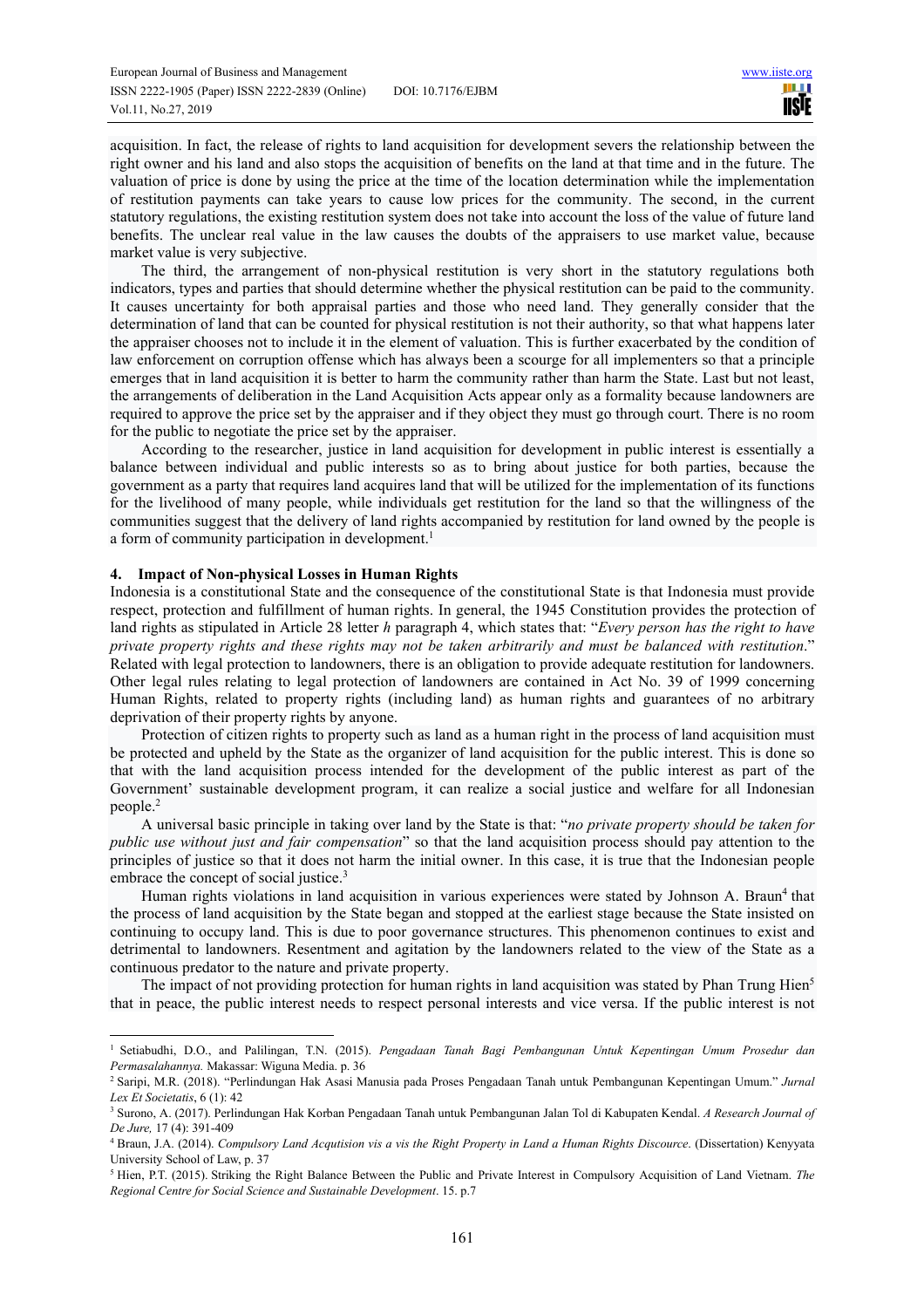acquisition. In fact, the release of rights to land acquisition for development severs the relationship between the right owner and his land and also stops the acquisition of benefits on the land at that time and in the future. The valuation of price is done by using the price at the time of the location determination while the implementation of restitution payments can take years to cause low prices for the community. The second, in the current statutory regulations, the existing restitution system does not take into account the loss of the value of future land benefits. The unclear real value in the law causes the doubts of the appraisers to use market value, because market value is very subjective.

The third, the arrangement of non-physical restitution is very short in the statutory regulations both indicators, types and parties that should determine whether the physical restitution can be paid to the community. It causes uncertainty for both appraisal parties and those who need land. They generally consider that the determination of land that can be counted for physical restitution is not their authority, so that what happens later the appraiser chooses not to include it in the element of valuation. This is further exacerbated by the condition of law enforcement on corruption offense which has always been a scourge for all implementers so that a principle emerges that in land acquisition it is better to harm the community rather than harm the State. Last but not least, the arrangements of deliberation in the Land Acquisition Acts appear only as a formality because landowners are required to approve the price set by the appraiser and if they object they must go through court. There is no room for the public to negotiate the price set by the appraiser.

According to the researcher, justice in land acquisition for development in public interest is essentially a balance between individual and public interests so as to bring about justice for both parties, because the government as a party that requires land acquires land that will be utilized for the implementation of its functions for the livelihood of many people, while individuals get restitution for the land so that the willingness of the communities suggest that the delivery of land rights accompanied by restitution for land owned by the people is a form of community participation in development.[1]

## 4. Impact of Non-physical Losses in Human Rights

Indonesia is a constitutional State and the consequence of the constitutional State is that Indonesia must provide respect, protection and fulfillment of human rights. In general, the 1945 Constitution provides the protection of land rights as stipulated in Article 28 letter *h* paragraph 4, which states that: "*Every person has the right to have private property rights and these rights may not be taken arbitrarily and must be balanced with restitution*." Related with legal protection to landowners, there is an obligation to provide adequate restitution for landowners. Other legal rules relating to legal protection of landowners are contained in Act No. 39 of 1999 concerning Human Rights, related to property rights (including land) as human rights and guarantees of no arbitrary deprivation of their property rights by anyone.

Protection of citizen rights to property such as land as a human right in the process of land acquisition must be protected and upheld by the State as the organizer of land acquisition for the public interest. This is done so that with the land acquisition process intended for the development of the public interest as part of the Government' sustainable development program, it can realize a social justice and welfare for all Indonesian people.[2]

A universal basic principle in taking over land by the State is that: "*no private property should be taken for public use without just and fair compensation*" so that the land acquisition process should pay attention to the principles of justice so that it does not harm the initial owner. In this case, it is true that the Indonesian people embrace the concept of social justice.[3]

Human rights violations in land acquisition in various experiences were stated by Johnson A. Braun[4] that the process of land acquisition by the State began and stopped at the earliest stage because the State insisted on continuing to occupy land. This is due to poor governance structures. This phenomenon continues to exist and detrimental to landowners. Resentment and agitation by the landowners related to the view of the State as a continuous predator to the nature and private property.

The impact of not providing protection for human rights in land acquisition was stated by Phan Trung Hien[5] that in peace, the public interest needs to respect personal interests and vice versa. If the public interest is not

---

[1] Setiabudhi, D.O., and Palilingan, T.N. (2015). *Pengadaan Tanah Bagi Pembangunan Untuk Kepentingan Umum Prosedur dan Permasalahannya.* Makassar: Wiguna Media. p. 36

[2] Saripi, M.R. (2018). "Perlindungan Hak Asasi Manusia pada Proses Pengadaan Tanah untuk Pembangunan Kepentingan Umum." *Jurnal Lex Et Societatis*, 6 (1): 42

[3] Surono, A. (2017). Perlindungan Hak Korban Pengadaan Tanah untuk Pembangunan Jalan Tol di Kabupaten Kendal. *A Research Journal of De Jure,* 17 (4): 391-409

[4] Braun, J.A. (2014). *Compulsory Land Acqutision vis a vis the Right Property in Land a Human Rights Discource*. (Dissertation) Kenyyata University School of Law, p. 37

[5] Hien, P.T. (2015). Striking the Right Balance Between the Public and Private Interest in Compulsory Acquisition of Land Vietnam. *The Regional Centre for Social Science and Sustainable Development*. 15. p.7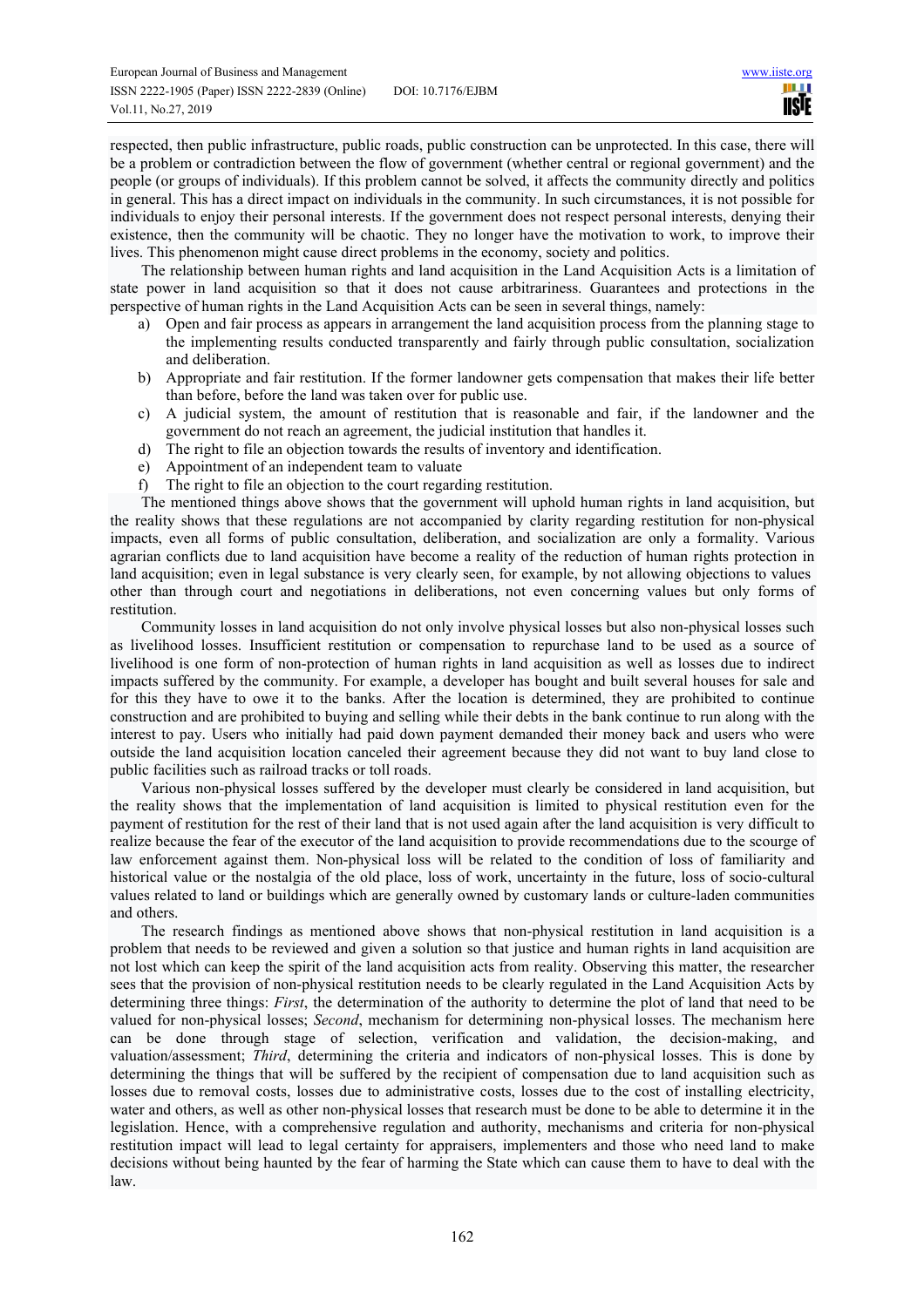respected, then public infrastructure, public roads, public construction can be unprotected. In this case, there will be a problem or contradiction between the flow of government (whether central or regional government) and the people (or groups of individuals). If this problem cannot be solved, it affects the community directly and politics in general. This has a direct impact on individuals in the community. In such circumstances, it is not possible for individuals to enjoy their personal interests. If the government does not respect personal interests, denying their existence, then the community will be chaotic. They no longer have the motivation to work, to improve their lives. This phenomenon might cause direct problems in the economy, society and politics.

The relationship between human rights and land acquisition in the Land Acquisition Acts is a limitation of state power in land acquisition so that it does not cause arbitrariness. Guarantees and protections in the perspective of human rights in the Land Acquisition Acts can be seen in several things, namely:

a) Open and fair process as appears in arrangement the land acquisition process from the planning stage to the implementing results conducted transparently and fairly through public consultation, socialization and deliberation.
b) Appropriate and fair restitution. If the former landowner gets compensation that makes their life better than before, before the land was taken over for public use.
c) A judicial system, the amount of restitution that is reasonable and fair, if the landowner and the government do not reach an agreement, the judicial institution that handles it.
d) The right to file an objection towards the results of inventory and identification.
e) Appointment of an independent team to valuate
f) The right to file an objection to the court regarding restitution.

The mentioned things above shows that the government will uphold human rights in land acquisition, but the reality shows that these regulations are not accompanied by clarity regarding restitution for non-physical impacts, even all forms of public consultation, deliberation, and socialization are only a formality. Various agrarian conflicts due to land acquisition have become a reality of the reduction of human rights protection in land acquisition; even in legal substance is very clearly seen, for example, by not allowing objections to values other than through court and negotiations in deliberations, not even concerning values but only forms of restitution.

Community losses in land acquisition do not only involve physical losses but also non-physical losses such as livelihood losses. Insufficient restitution or compensation to repurchase land to be used as a source of livelihood is one form of non-protection of human rights in land acquisition as well as losses due to indirect impacts suffered by the community. For example, a developer has bought and built several houses for sale and for this they have to owe it to the banks. After the location is determined, they are prohibited to continue construction and are prohibited to buying and selling while their debts in the bank continue to run along with the interest to pay. Users who initially had paid down payment demanded their money back and users who were outside the land acquisition location canceled their agreement because they did not want to buy land close to public facilities such as railroad tracks or toll roads.

Various non-physical losses suffered by the developer must clearly be considered in land acquisition, but the reality shows that the implementation of land acquisition is limited to physical restitution even for the payment of restitution for the rest of their land that is not used again after the land acquisition is very difficult to realize because the fear of the executor of the land acquisition to provide recommendations due to the scourge of law enforcement against them. Non-physical loss will be related to the condition of loss of familiarity and historical value or the nostalgia of the old place, loss of work, uncertainty in the future, loss of socio-cultural values related to land or buildings which are generally owned by customary lands or culture-laden communities and others.

The research findings as mentioned above shows that non-physical restitution in land acquisition is a problem that needs to be reviewed and given a solution so that justice and human rights in land acquisition are not lost which can keep the spirit of the land acquisition acts from reality. Observing this matter, the researcher sees that the provision of non-physical restitution needs to be clearly regulated in the Land Acquisition Acts by determining three things: *First*, the determination of the authority to determine the plot of land that need to be valued for non-physical losses; *Second*, mechanism for determining non-physical losses. The mechanism here can be done through stage of selection, verification and validation, the decision-making, and valuation/assessment; *Third*, determining the criteria and indicators of non-physical losses. This is done by determining the things that will be suffered by the recipient of compensation due to land acquisition such as losses due to removal costs, losses due to administrative costs, losses due to the cost of installing electricity, water and others, as well as other non-physical losses that research must be done to be able to determine it in the legislation. Hence, with a comprehensive regulation and authority, mechanisms and criteria for non-physical restitution impact will lead to legal certainty for appraisers, implementers and those who need land to make decisions without being haunted by the fear of harming the State which can cause them to have to deal with the law.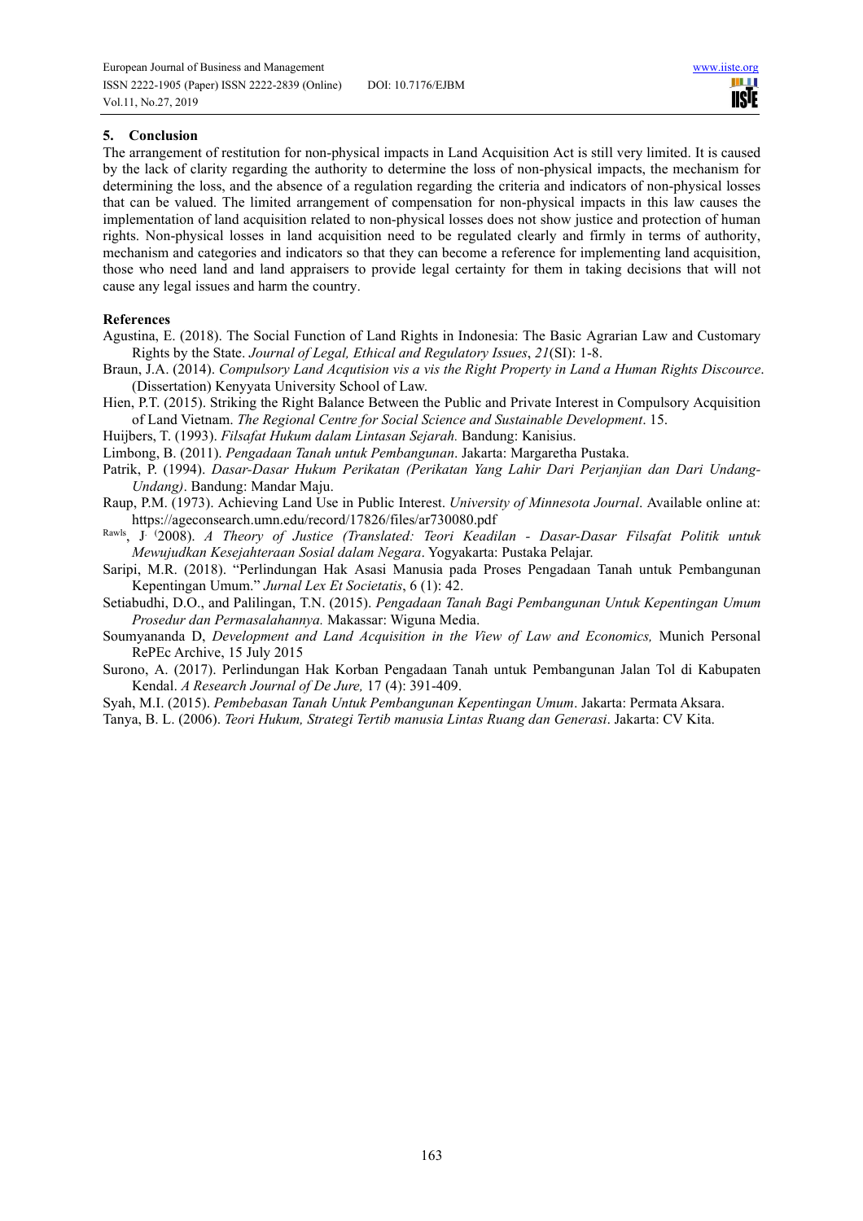## 5. Conclusion

The arrangement of restitution for non-physical impacts in Land Acquisition Act is still very limited. It is caused by the lack of clarity regarding the authority to determine the loss of non-physical impacts, the mechanism for determining the loss, and the absence of a regulation regarding the criteria and indicators of non-physical losses that can be valued. The limited arrangement of compensation for non-physical impacts in this law causes the implementation of land acquisition related to non-physical losses does not show justice and protection of human rights. Non-physical losses in land acquisition need to be regulated clearly and firmly in terms of authority, mechanism and categories and indicators so that they can become a reference for implementing land acquisition, those who need land and land appraisers to provide legal certainty for them in taking decisions that will not cause any legal issues and harm the country.

## References

Agustina, E. (2018). The Social Function of Land Rights in Indonesia: The Basic Agrarian Law and Customary Rights by the State. *Journal of Legal, Ethical and Regulatory Issues*, *21*(SI): 1-8.

Braun, J.A. (2014). *Compulsory Land Acqutision vis a vis the Right Property in Land a Human Rights Discource*. (Dissertation) Kenyyata University School of Law.

Hien, P.T. (2015). Striking the Right Balance Between the Public and Private Interest in Compulsory Acquisition of Land Vietnam. *The Regional Centre for Social Science and Sustainable Development*. 15.

Huijbers, T. (1993). *Filsafat Hukum dalam Lintasan Sejarah.* Bandung: Kanisius.

Limbong, B. (2011). *Pengadaan Tanah untuk Pembangunan*. Jakarta: Margaretha Pustaka.

Patrik, P. (1994). *Dasar-Dasar Hukum Perikatan (Perikatan Yang Lahir Dari Perjanjian dan Dari Undang-Undang)*. Bandung: Mandar Maju.

Raup, P.M. (1973). Achieving Land Use in Public Interest. *University of Minnesota Journal*. Available online at: https://ageconsearch.umn.edu/record/17826/files/ar730080.pdf

Rawls, J. (2008). *A Theory of Justice (Translated: Teori Keadilan - Dasar-Dasar Filsafat Politik untuk Mewujudkan Kesejahteraan Sosial dalam Negara*. Yogyakarta: Pustaka Pelajar.

Saripi, M.R. (2018). "Perlindungan Hak Asasi Manusia pada Proses Pengadaan Tanah untuk Pembangunan Kepentingan Umum." *Jurnal Lex Et Societatis*, 6 (1): 42.

Setiabudhi, D.O., and Palilingan, T.N. (2015). *Pengadaan Tanah Bagi Pembangunan Untuk Kepentingan Umum Prosedur dan Permasalahannya.* Makassar: Wiguna Media.

Soumyananda D, *Development and Land Acquisition in the View of Law and Economics,* Munich Personal RePEc Archive, 15 July 2015

Surono, A. (2017). Perlindungan Hak Korban Pengadaan Tanah untuk Pembangunan Jalan Tol di Kabupaten Kendal. *A Research Journal of De Jure,* 17 (4): 391-409.

Syah, M.I. (2015). *Pembebasan Tanah Untuk Pembangunan Kepentingan Umum*. Jakarta: Permata Aksara.

Tanya, B. L. (2006). *Teori Hukum, Strategi Tertib manusia Lintas Ruang dan Generasi*. Jakarta: CV Kita.